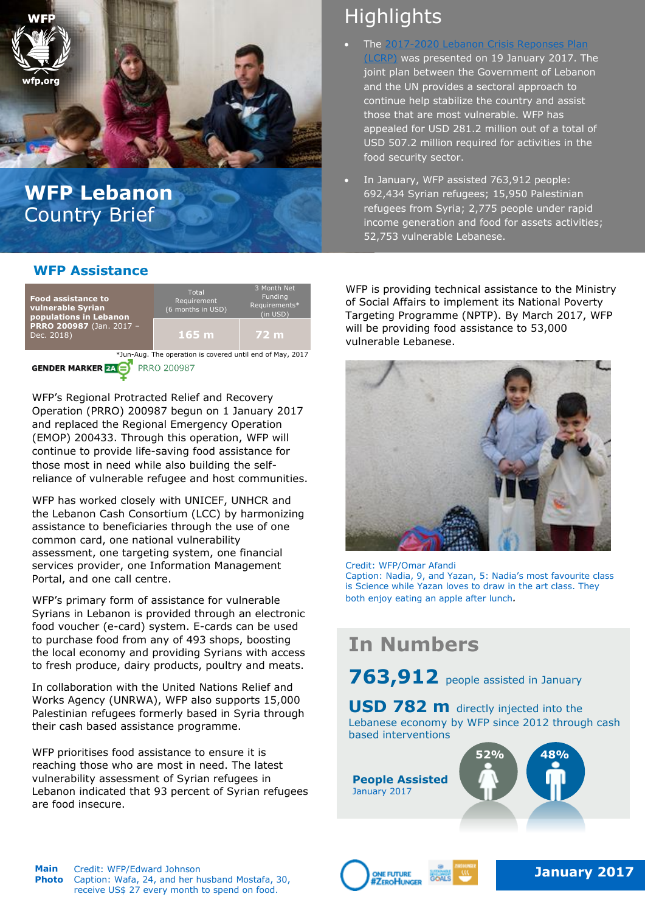# WFP Lebanon Country Brief

## Highlights

- The 2017-2020 Lebanon Crisis Reponses Plan (LCRP) was presented on 19 January 2017. The joint plan between the Government of Lebanon and the UN provides a sectoral approach to continue help stabilize the country and assist those that are most vulnerable. WFP has appealed for USD 281.2 million out of a total of USD 507.2 million required for activities in the food security sector.
- In January, WFP assisted 763,912 people: 692,434 Syrian refugees; 15,950 Palestinian refugees from Syria; 2,775 people under rapid income generation and food for assets activities; 52,753 vulnerable Lebanese.

## WFP Assistance

| Food assistance to vulnerable Syrian populations in Lebanon **PRRO 200987** (Jan. 2017 – Dec. 2018) | Total Requirement (6 months in USD) | 3 Month Net Funding Requirements* (in USD) |
|---|---|---|
| | 165 m | 72 m |

*Jun-Aug. The operation is covered until end of May, 2017

GENDER MARKER 2A PRRO 200987

WFP's Regional Protracted Relief and Recovery Operation (PRRO) 200987 begun on 1 January 2017 and replaced the Regional Emergency Operation (EMOP) 200433. Through this operation, WFP will continue to provide life-saving food assistance for those most in need while also building the self-reliance of vulnerable refugee and host communities.

WFP has worked closely with UNICEF, UNHCR and the Lebanon Cash Consortium (LCC) by harmonizing assistance to beneficiaries through the use of one common card, one national vulnerability assessment, one targeting system, one financial services provider, one Information Management Portal, and one call centre.

WFP's primary form of assistance for vulnerable Syrians in Lebanon is provided through an electronic food voucher (e-card) system. E-cards can be used to purchase food from any of 493 shops, boosting the local economy and providing Syrians with access to fresh produce, dairy products, poultry and meats.

In collaboration with the United Nations Relief and Works Agency (UNRWA), WFP also supports 15,000 Palestinian refugees formerly based in Syria through their cash based assistance programme.

WFP prioritises food assistance to ensure it is reaching those who are most in need. The latest vulnerability assessment of Syrian refugees in Lebanon indicated that 93 percent of Syrian refugees are food insecure.

WFP is providing technical assistance to the Ministry of Social Affairs to implement its National Poverty Targeting Programme (NPTP). By March 2017, WFP will be providing food assistance to 53,000 vulnerable Lebanese.

Credit: WFP/Omar Afandi
Caption: Nadia, 9, and Yazan, 5: Nadia's most favourite class is Science while Yazan loves to draw in the art class. They both enjoy eating an apple after lunch.

## In Numbers

**763,912** people assisted in January

**USD 782 m** directly injected into the Lebanese economy by WFP since 2012 through cash based interventions

**People Assisted** January 2017

52% | 48%

**Main Photo** Credit: WFP/Edward Johnson
Caption: Wafa, 24, and her husband Mostafa, 30, receive US$ 27 every month to spend on food.

**January 2017**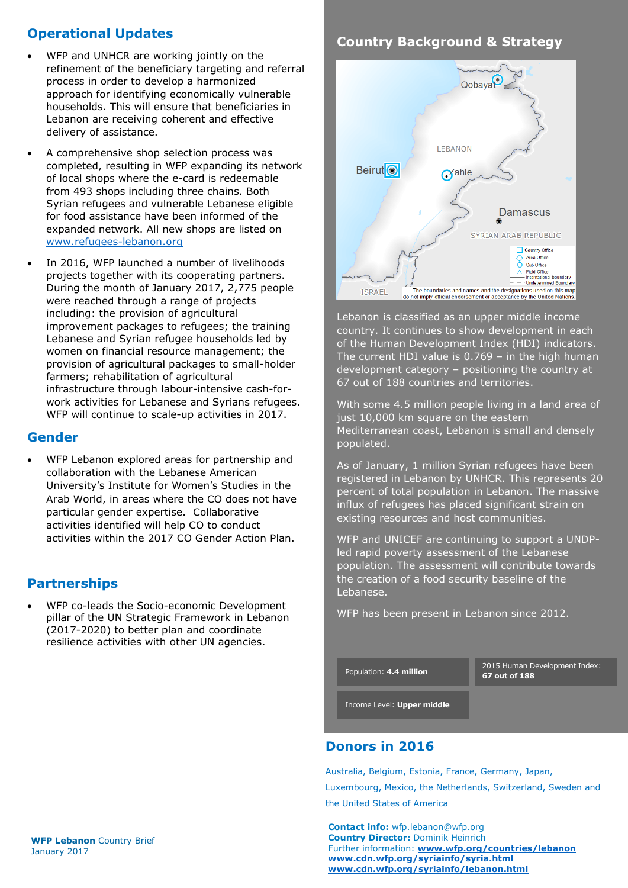## Operational Updates

- WFP and UNHCR are working jointly on the refinement of the beneficiary targeting and referral process in order to develop a harmonized approach for identifying economically vulnerable households. This will ensure that beneficiaries in Lebanon are receiving coherent and effective delivery of assistance.
- A comprehensive shop selection process was completed, resulting in WFP expanding its network of local shops where the e-card is redeemable from 493 shops including three chains. Both Syrian refugees and vulnerable Lebanese eligible for food assistance have been informed of the expanded network. All new shops are listed on www.refugees-lebanon.org
- In 2016, WFP launched a number of livelihoods projects together with its cooperating partners. During the month of January 2017, 2,775 people were reached through a range of projects including: the provision of agricultural improvement packages to refugees; the training Lebanese and Syrian refugee households led by women on financial resource management; the provision of agricultural packages to small-holder farmers; rehabilitation of agricultural infrastructure through labour-intensive cash-for-work activities for Lebanese and Syrians refugees. WFP will continue to scale-up activities in 2017.

## Gender

- WFP Lebanon explored areas for partnership and collaboration with the Lebanese American University's Institute for Women's Studies in the Arab World, in areas where the CO does not have particular gender expertise. Collaborative activities identified will help CO to conduct activities within the 2017 CO Gender Action Plan.

## Partnerships

- WFP co-leads the Socio-economic Development pillar of the UN Strategic Framework in Lebanon (2017-2020) to better plan and coordinate resilience activities with other UN agencies.

## Country Background & Strategy

Qobayat
LEBANON
Beirut
Zahle
Damascus
SYRIAN ARAB REPUBLIC
ISRAEL
Country Office
Area Office
Sub Office
Field Office
International boundary
Undetermined Boundary
The boundaries and names and the designations used on this map do not imply official endorsement or acceptance by the United Nations

Lebanon is classified as an upper middle income country. It continues to show development in each of the Human Development Index (HDI) indicators. The current HDI value is 0.769 – in the high human development category – positioning the country at 67 out of 188 countries and territories.

With some 4.5 million people living in a land area of just 10,000 km square on the eastern Mediterranean coast, Lebanon is small and densely populated.

As of January, 1 million Syrian refugees have been registered in Lebanon by UNHCR. This represents 20 percent of total population in Lebanon. The massive influx of refugees has placed significant strain on existing resources and host communities.

WFP and UNICEF are continuing to support a UNDP-led rapid poverty assessment of the Lebanese population. The assessment will contribute towards the creation of a food security baseline of the Lebanese.

WFP has been present in Lebanon since 2012.

Population: **4.4 million**

2015 Human Development Index: **67 out of 188**

Income Level: **Upper middle**

## Donors in 2016

Australia, Belgium, Estonia, France, Germany, Japan, Luxembourg, Mexico, the Netherlands, Switzerland, Sweden and the United States of America

**Contact info:** wfp.lebanon@wfp.org
**Country Director:** Dominik Heinrich
Further information: **www.wfp.org/countries/lebanon**
**www.cdn.wfp.org/syriainfo/syria.html**
**www.cdn.wfp.org/syriainfo/lebanon.html**